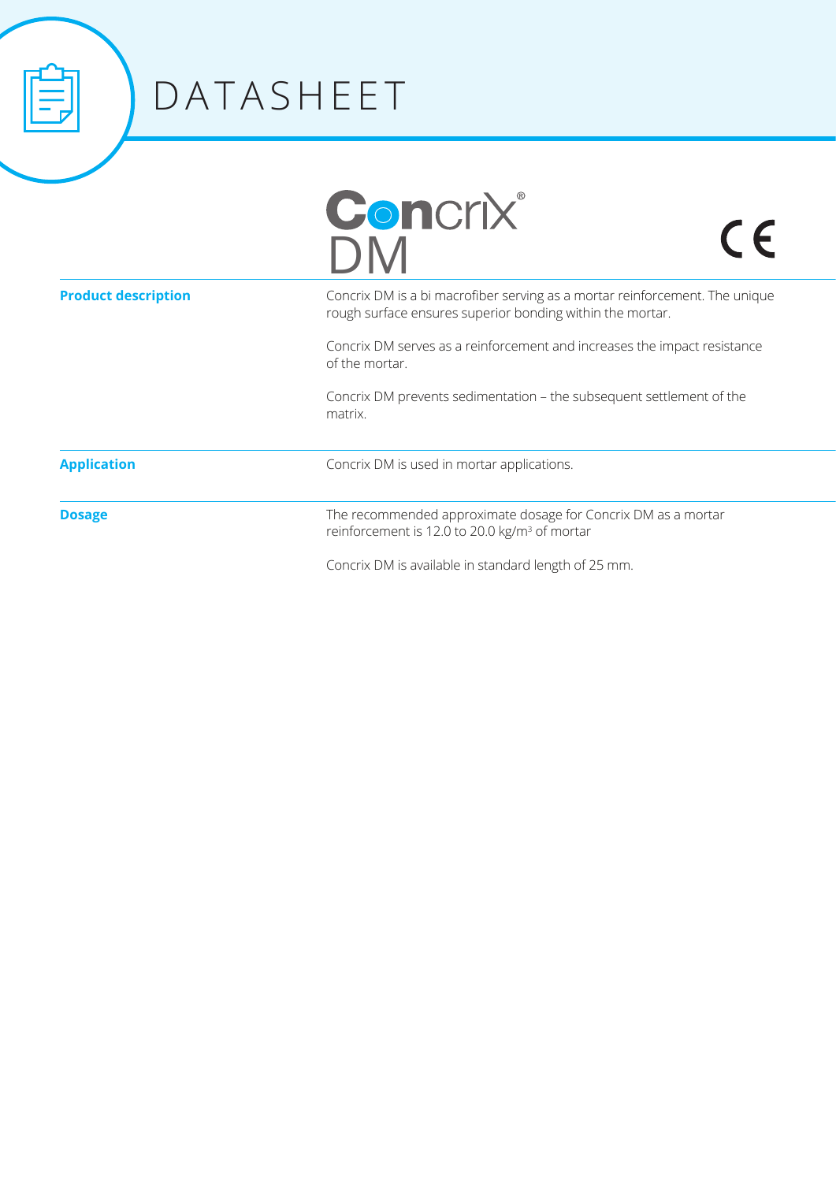# DATASHEET

## Concrix® DM

CE

**Product description**

Concrix DM is a bi macrofiber serving as a mortar reinforcement. The unique rough surface ensures superior bonding within the mortar.

Concrix DM serves as a reinforcement and increases the impact resistance of the mortar.

Concrix DM prevents sedimentation – the subsequent settlement of the matrix.

**Application**

Concrix DM is used in mortar applications.

**Dosage**

The recommended approximate dosage for Concrix DM as a mortar reinforcement is 12.0 to 20.0 kg/$m^3$ of mortar

Concrix DM is available in standard length of 25 mm.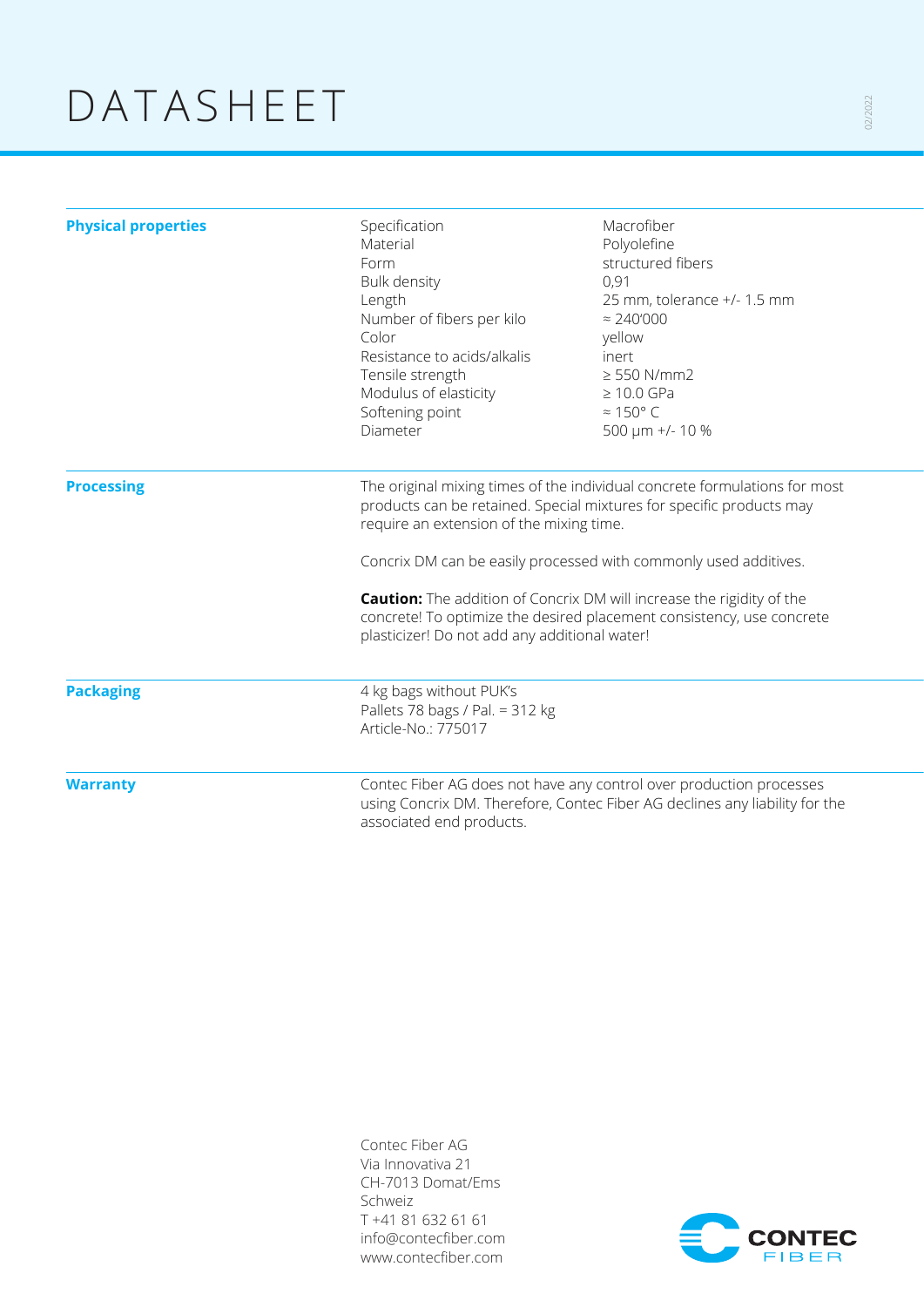# DATASHEET

## Physical properties

| | |
|---|---|
| Specification | Macrofiber |
| Material | Polyolefine |
| Form | structured fibers |
| Bulk density | 0,91 |
| Length | 25 mm, tolerance +/- 1.5 mm |
| Number of fibers per kilo | ≈ 240'000 |
| Color | yellow |
| Resistance to acids/alkalis | inert |
| Tensile strength | ≥ 550 N/mm2 |
| Modulus of elasticity | ≥ 10.0 GPa |
| Softening point | ≈ 150° C |
| Diameter | 500 µm +/- 10 % |

## Processing

The original mixing times of the individual concrete formulations for most products can be retained. Special mixtures for specific products may require an extension of the mixing time.

Concrix DM can be easily processed with commonly used additives.

**Caution:** The addition of Concrix DM will increase the rigidity of the concrete! To optimize the desired placement consistency, use concrete plasticizer! Do not add any additional water!

## Packaging

4 kg bags without PUK's
Pallets 78 bags / Pal. = 312 kg
Article-No.: 775017

## Warranty

Contec Fiber AG does not have any control over production processes using Concrix DM. Therefore, Contec Fiber AG declines any liability for the associated end products.

Contec Fiber AG
Via Innovativa 21
CH-7013 Domat/Ems
Schweiz
T +41 81 632 61 61
info@contecfiber.com
www.contecfiber.com

CONTEC FIBER